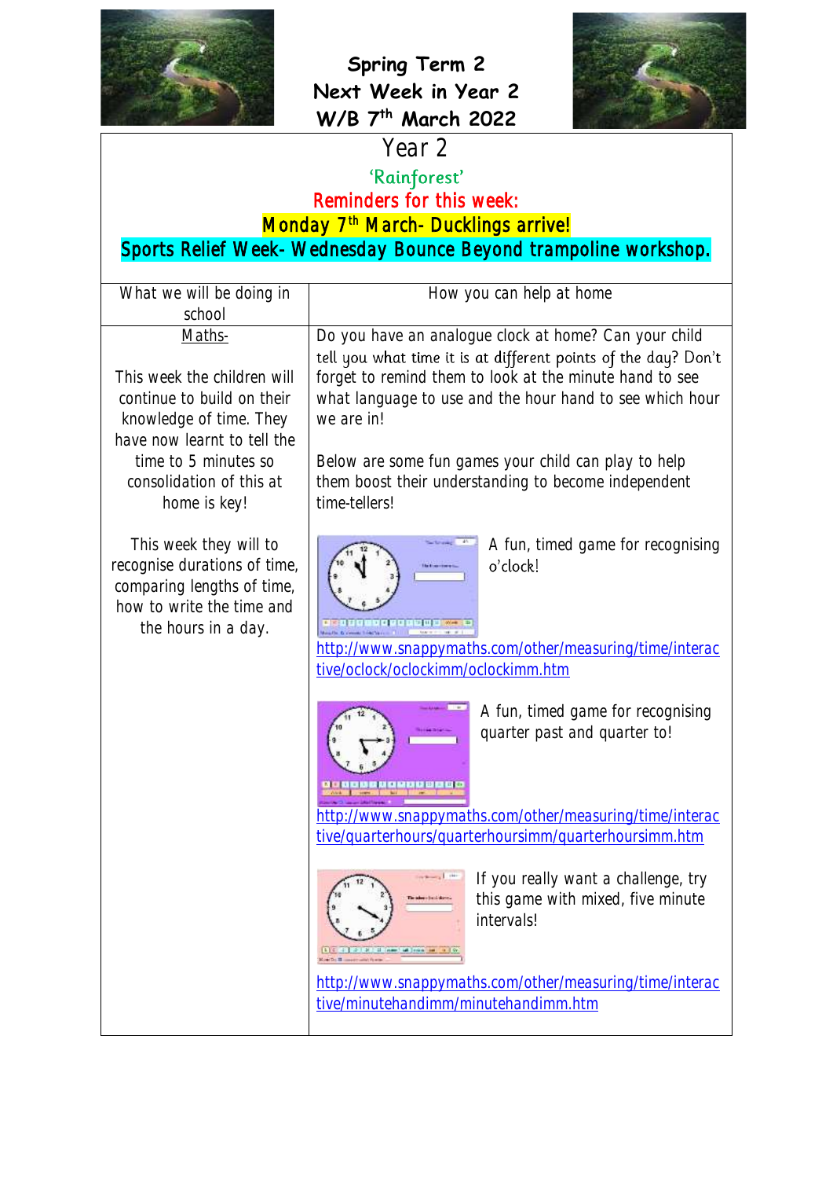# Spring Term 2
# Next Week in Year 2
# W/B 7th March 2022

## Year 2

**'Rainforest'**

**Reminders for this week:**

**Monday 7th March- Ducklings arrive!**

**Sports Relief Week- Wednesday Bounce Beyond trampoline workshop.**

| What we will be doing in school | How you can help at home |
|---|---|
| Maths-<br><br>This week the children will continue to build on their knowledge of time. They have now learnt to tell the time to 5 minutes so consolidation of this at home is key!<br><br>This week they will to recognise durations of time, comparing lengths of time, how to write the time and the hours in a day. | Do you have an analogue clock at home? Can your child tell you what time it is at different points of the day? Don't forget to remind them to look at the minute hand to see what language to use and the hour hand to see which hour we are in!<br><br>Below are some fun games your child can play to help them boost their understanding to become independent time-tellers!<br><br>A fun, timed game for recognising o'clock!<br>http://www.snappymaths.com/other/measuring/time/interactive/oclock/oclockimm/oclockimm.htm<br><br>A fun, timed game for recognising quarter past and quarter to!<br>http://www.snappymaths.com/other/measuring/time/interactive/quarterhours/quarterhoursimm/quarterhoursimm.htm<br><br>If you really want a challenge, try this game with mixed, five minute intervals!<br>http://www.snappymaths.com/other/measuring/time/interactive/minutehandimm/minutehandimm.htm |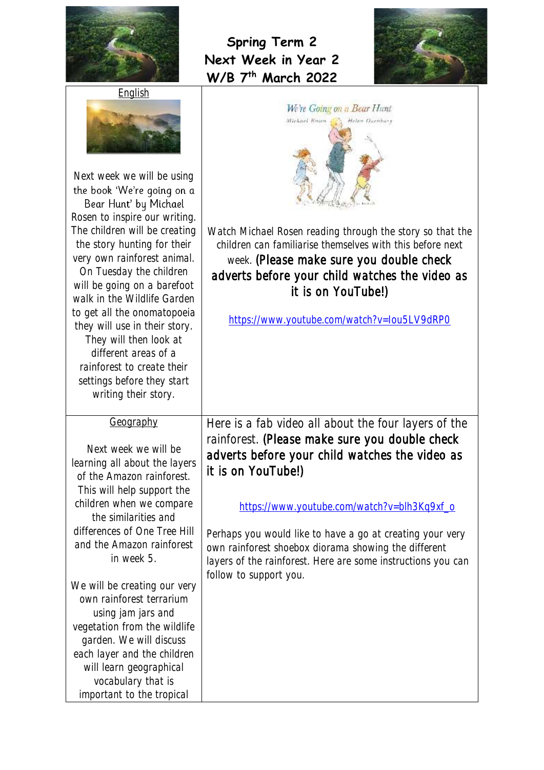# Spring Term 2
# Next Week in Year 2
# W/B 7th March 2022

| English | |
|---|---|
| Next week we will be using the book 'We're going on a Bear Hunt' by Michael Rosen to inspire our writing. The children will be creating the story hunting for their very own rainforest animal. On Tuesday the children will be going on a barefoot walk in the Wildlife Garden to get all the onomatopoeia they will use in their story. They will then look at different areas of a rainforest to create their settings before they start writing their story. | Watch Michael Rosen reading through the story so that the children can familiarise themselves with this before next week. **(Please make sure you double check adverts before your child watches the video as it is on YouTube!)** <br><br> https://www.youtube.com/watch?v=Iou5LV9dRP0 |
| **Geography** <br><br> Next week we will be learning all about the layers of the Amazon rainforest. This will help support the children when we compare the similarities and differences of One Tree Hill and the Amazon rainforest in week 5. <br><br> We will be creating our very own rainforest terrarium using jam jars and vegetation from the wildlife garden. We will discuss each layer and the children will learn geographical vocabulary that is important to the tropical | Here is a fab video all about the four layers of the rainforest. **(Please make sure you double check adverts before your child watches the video as it is on YouTube!)** <br><br> https://www.youtube.com/watch?v=blh3Kq9xf_o <br><br> Perhaps you would like to have a go at creating your very own rainforest shoebox diorama showing the different layers of the rainforest. Here are some instructions you can follow to support you. |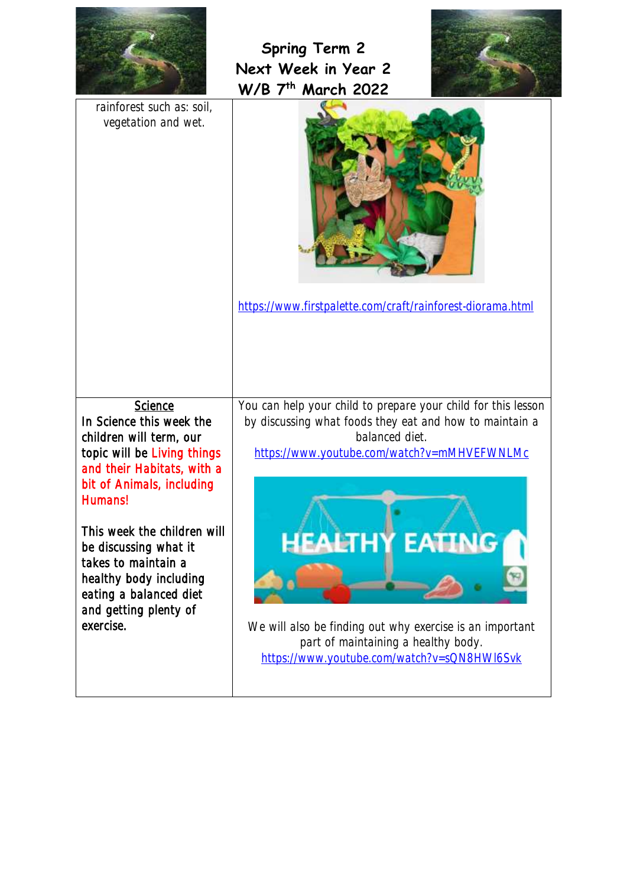# Spring Term 2
# Next Week in Year 2
# W/B 7th March 2022

| | |
|---|---|
| rainforest such as: soil, vegetation and wet. | https://www.firstpalette.com/craft/rainforest-diorama.html |
| **Science** <br> In Science this week the children will term, our topic will be Living things and their Habitats, with a bit of Animals, including Humans! <br><br> This week the children will be discussing what it takes to maintain a healthy body including eating a balanced diet and getting plenty of exercise. | You can help your child to prepare your child for this lesson by discussing what foods they eat and how to maintain a balanced diet. <br> https://www.youtube.com/watch?v=mMHVEFWNLMc <br><br> We will also be finding out why exercise is an important part of maintaining a healthy body. <br> https://www.youtube.com/watch?v=sQN8HWl6Svk |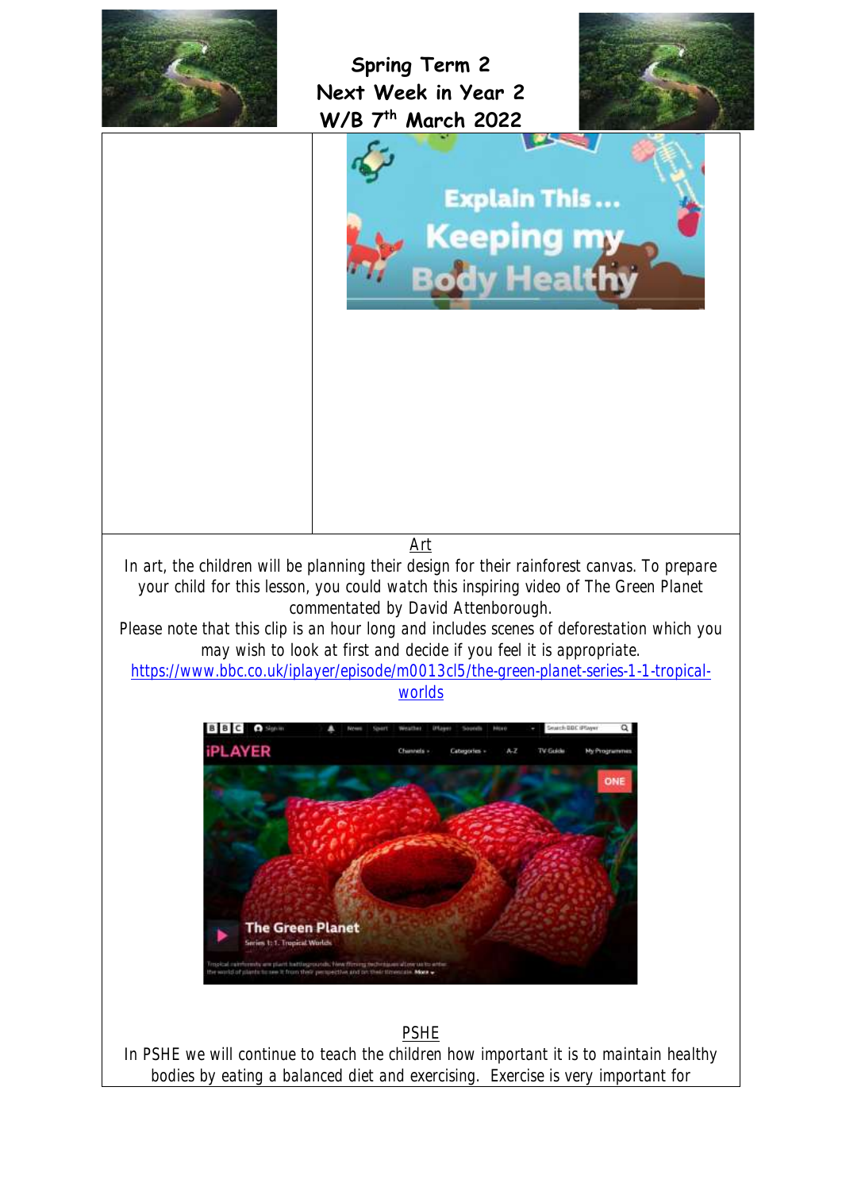## Spring Term 2
## Next Week in Year 2
## W/B 7th March 2022

Art

In art, the children will be planning their design for their rainforest canvas. To prepare your child for this lesson, you could watch this inspiring video of The Green Planet commentated by David Attenborough.

Please note that this clip is an hour long and includes scenes of deforestation which you may wish to look at first and decide if you feel it is appropriate.

https://www.bbc.co.uk/iplayer/episode/m0013cl5/the-green-planet-series-1-1-tropical-worlds

PSHE

In PSHE we will continue to teach the children how important it is to maintain healthy bodies by eating a balanced diet and exercising. Exercise is very important for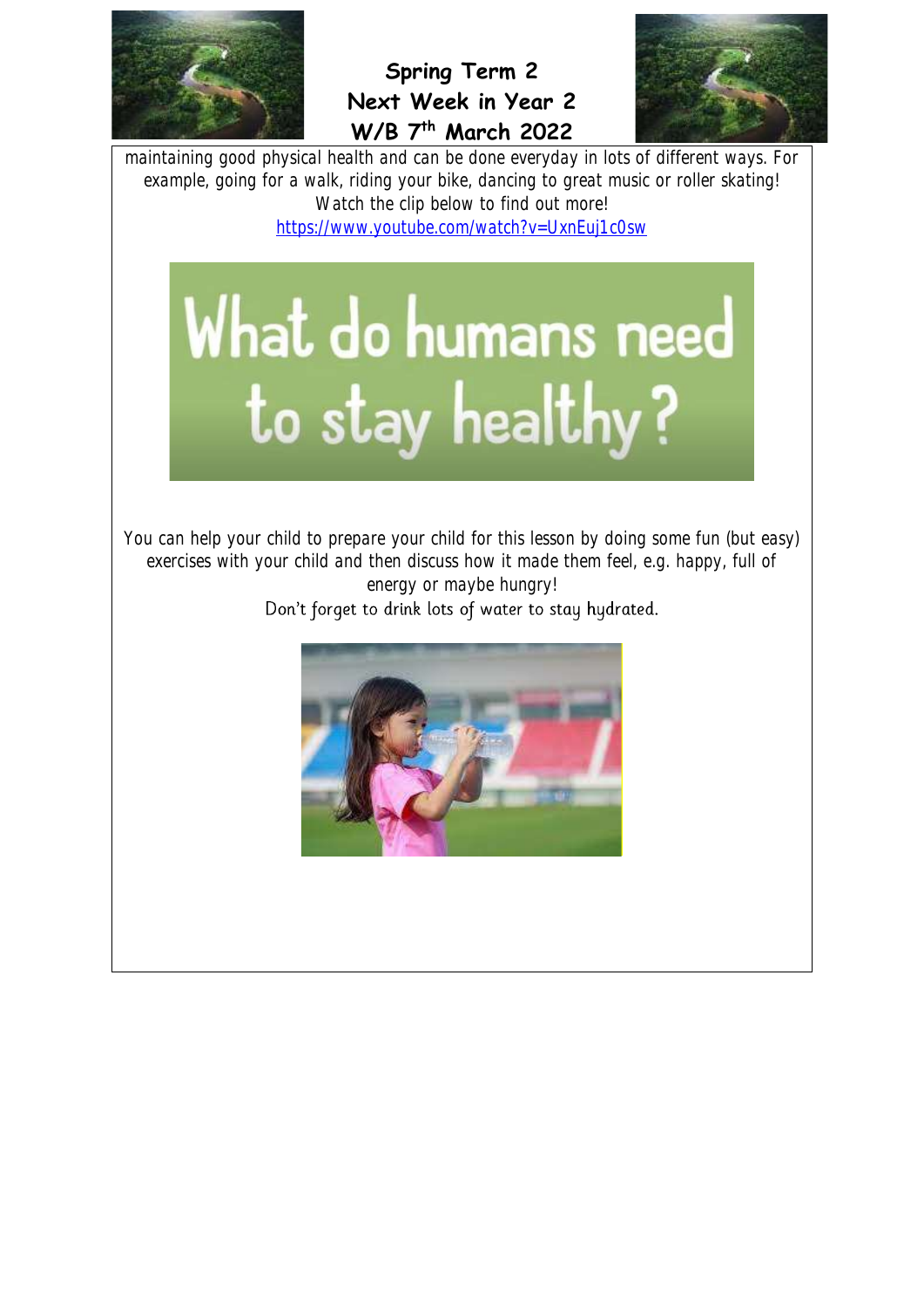maintaining good physical health and can be done everyday in lots of different ways. For example, going for a walk, riding your bike, dancing to great music or roller skating! Watch the clip below to find out more!

https://www.youtube.com/watch?v=UxnEuj1c0sw

## What do humans need to stay healthy?

You can help your child to prepare your child for this lesson by doing some fun (but easy) exercises with your child and then discuss how it made them feel, e.g. happy, full of energy or maybe hungry!

Don't forget to drink lots of water to stay hydrated.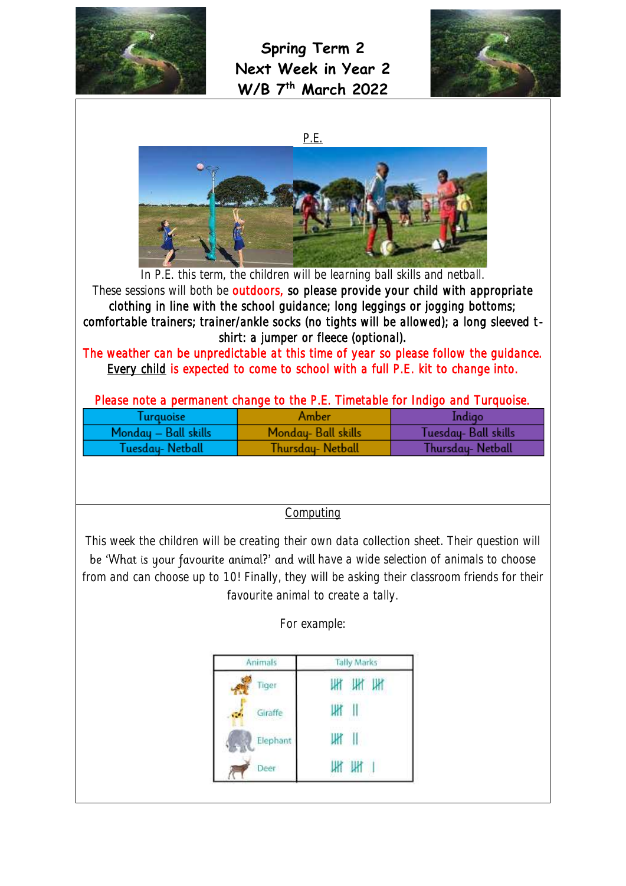# Spring Term 2
# Next Week in Year 2
# W/B 7th March 2022

## P.E.

In P.E. this term, the children will be learning ball skills and netball.
These sessions will both be **outdoors,** so please provide your child with appropriate clothing in line with the school guidance; long leggings or jogging bottoms; comfortable trainers; trainer/ankle socks (no tights will be allowed); a long sleeved t-shirt: a jumper or fleece (optional).

**The weather can be unpredictable at this time of year so please follow the guidance.**
**Every child is expected to come to school with a full P.E. kit to change into.**

**Please note a permanent change to the P.E. Timetable for Indigo and Turquoise.**

| Turquoise | Amber | Indigo |
|---|---|---|
| Monday – Ball skills | Monday- Ball skills | Tuesday- Ball skills |
| Tuesday- Netball | Thursday- Netball | Thursday- Netball |

## Computing

This week the children will be creating their own data collection sheet. Their question will be 'What is your favourite animal?' and will have a wide selection of animals to choose from and can choose up to 10! Finally, they will be asking their classroom friends for their favourite animal to create a tally.

For example:

| Animals | Tally Marks |
|---|---|
| Tiger | 𝍸 𝍸 𝍸 |
| Giraffe | 𝍸 II |
| Elephant | 𝍸 II |
| Deer | 𝍸 𝍸 I |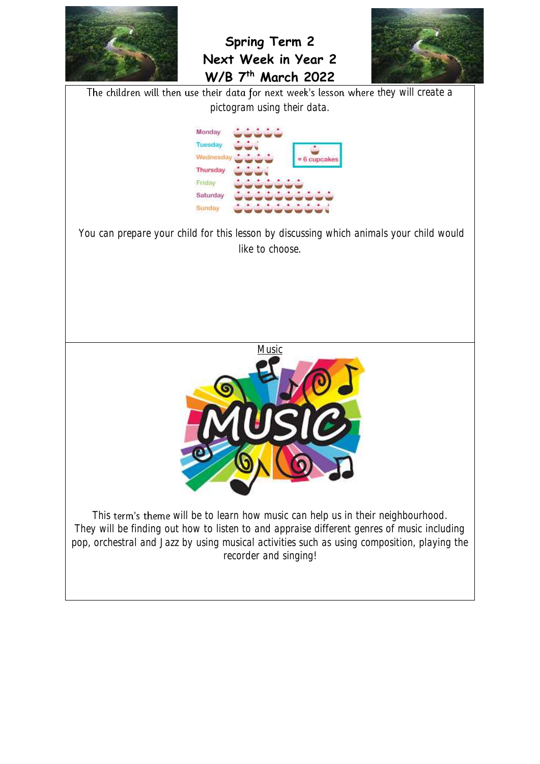# Spring Term 2
# Next Week in Year 2
# W/B 7th March 2022

The children will then use their data for next week's lesson where they will create a pictogram using their data.

You can prepare your child for this lesson by discussing which animals your child would like to choose.

## Music

This term's theme will be to learn how music can help us in their neighbourhood. They will be finding out how to listen to and appraise different genres of music including pop, orchestral and Jazz by using musical activities such as using composition, playing the recorder and singing!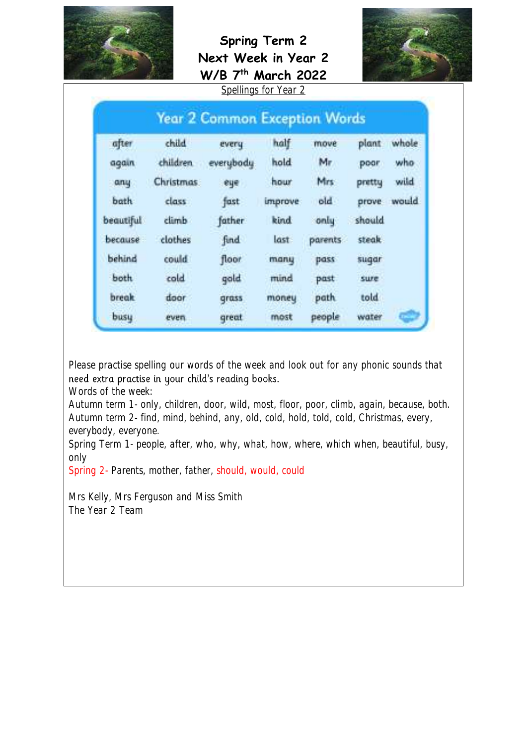# Spring Term 2
# Next Week in Year 2
# W/B 7th March 2022

Spellings for Year 2

**Year 2 Common Exception Words**

| | | | | | | |
|---|---|---|---|---|---|---|
| after | child | every | half | move | plant | whole |
| again | children | everybody | hold | Mr | poor | who |
| any | Christmas | eye | hour | Mrs | pretty | wild |
| bath | class | fast | improve | old | prove | would |
| beautiful | climb | father | kind | only | should | |
| because | clothes | find | last | parents | steak | |
| behind | could | floor | many | pass | sugar | |
| both | cold | gold | mind | past | sure | |
| break | door | grass | money | path | told | |
| busy | even | great | most | people | water | |

Please practise spelling our words of the week and look out for any phonic sounds that need extra practise in your child's reading books.

Words of the week:

Autumn term 1- only, children, door, wild, most, floor, poor, climb, again, because, both.

Autumn term 2- find, mind, behind, any, old, cold, hold, told, cold, Christmas, every, everybody, everyone.

Spring Term 1- people, after, who, why, what, how, where, which when, beautiful, busy, only

Spring 2- Parents, mother, father, should, would, could

Mrs Kelly, Mrs Ferguson and Miss Smith
The Year 2 Team